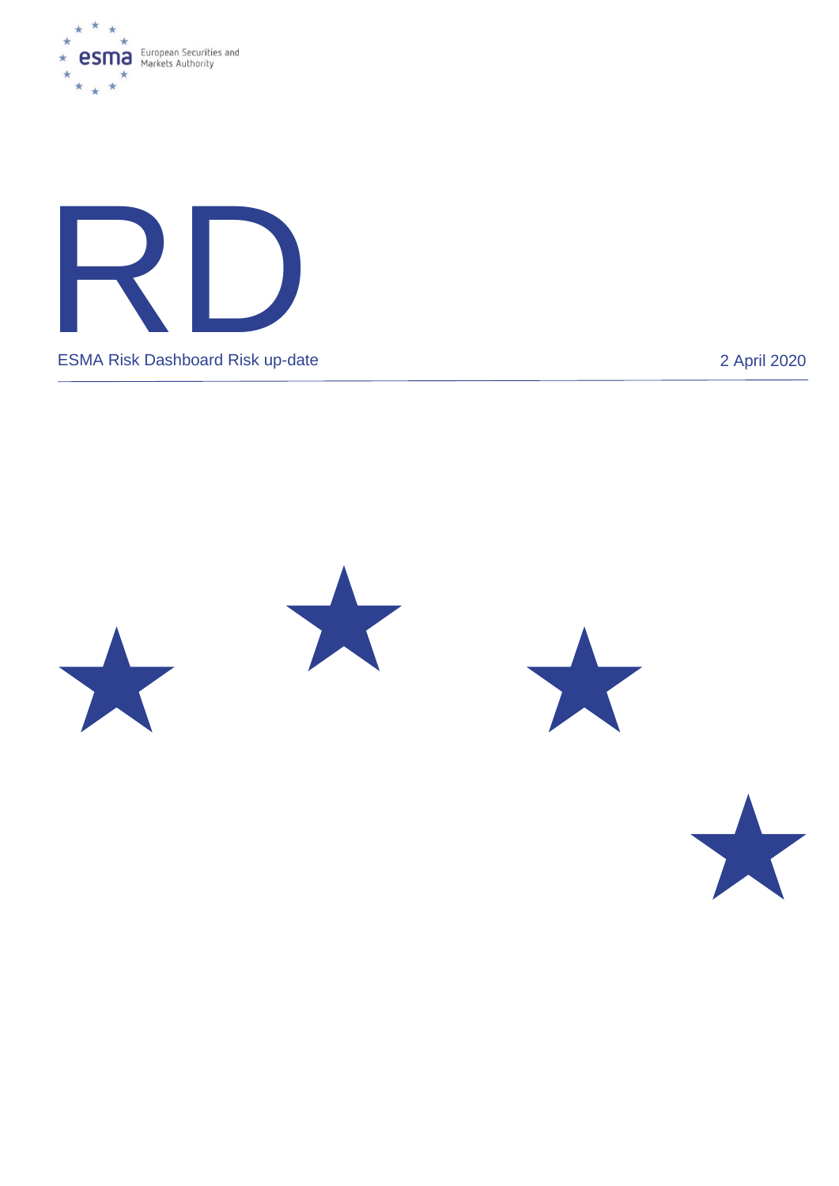esma European Securities and Markets Authority

# RD

ESMA Risk Dashboard Risk up-date

2 April 2020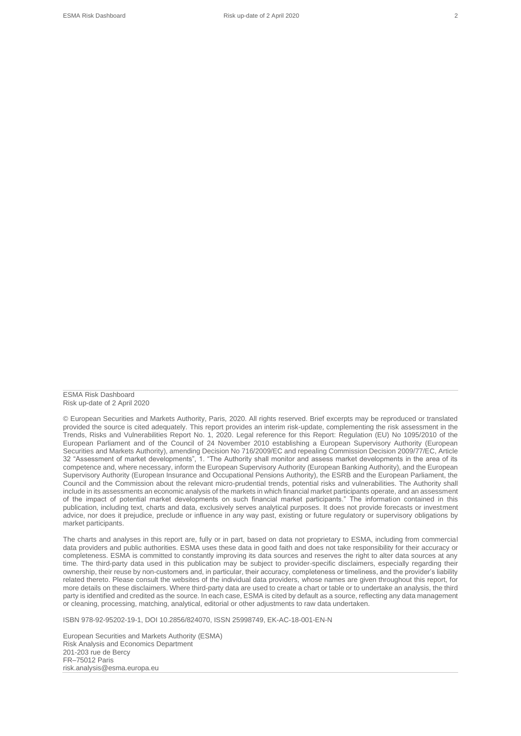ESMA Risk Dashboard
Risk up-date of 2 April 2020

© European Securities and Markets Authority, Paris, 2020. All rights reserved. Brief excerpts may be reproduced or translated provided the source is cited adequately. This report provides an interim risk-update, complementing the risk assessment in the Trends, Risks and Vulnerabilities Report No. 1, 2020. Legal reference for this Report: Regulation (EU) No 1095/2010 of the European Parliament and of the Council of 24 November 2010 establishing a European Supervisory Authority (European Securities and Markets Authority), amending Decision No 716/2009/EC and repealing Commission Decision 2009/77/EC, Article 32 "Assessment of market developments", 1. "The Authority shall monitor and assess market developments in the area of its competence and, where necessary, inform the European Supervisory Authority (European Banking Authority), and the European Supervisory Authority (European Insurance and Occupational Pensions Authority), the ESRB and the European Parliament, the Council and the Commission about the relevant micro-prudential trends, potential risks and vulnerabilities. The Authority shall include in its assessments an economic analysis of the markets in which financial market participants operate, and an assessment of the impact of potential market developments on such financial market participants." The information contained in this publication, including text, charts and data, exclusively serves analytical purposes. It does not provide forecasts or investment advice, nor does it prejudice, preclude or influence in any way past, existing or future regulatory or supervisory obligations by market participants.

The charts and analyses in this report are, fully or in part, based on data not proprietary to ESMA, including from commercial data providers and public authorities. ESMA uses these data in good faith and does not take responsibility for their accuracy or completeness. ESMA is committed to constantly improving its data sources and reserves the right to alter data sources at any time. The third-party data used in this publication may be subject to provider-specific disclaimers, especially regarding their ownership, their reuse by non-customers and, in particular, their accuracy, completeness or timeliness, and the provider's liability related thereto. Please consult the websites of the individual data providers, whose names are given throughout this report, for more details on these disclaimers. Where third-party data are used to create a chart or table or to undertake an analysis, the third party is identified and credited as the source. In each case, ESMA is cited by default as a source, reflecting any data management or cleaning, processing, matching, analytical, editorial or other adjustments to raw data undertaken.

ISBN 978-92-95202-19-1, DOI 10.2856/824070, ISSN 25998749, EK-AC-18-001-EN-N

European Securities and Markets Authority (ESMA)
Risk Analysis and Economics Department
201-203 rue de Bercy
FR–75012 Paris
risk.analysis@esma.europa.eu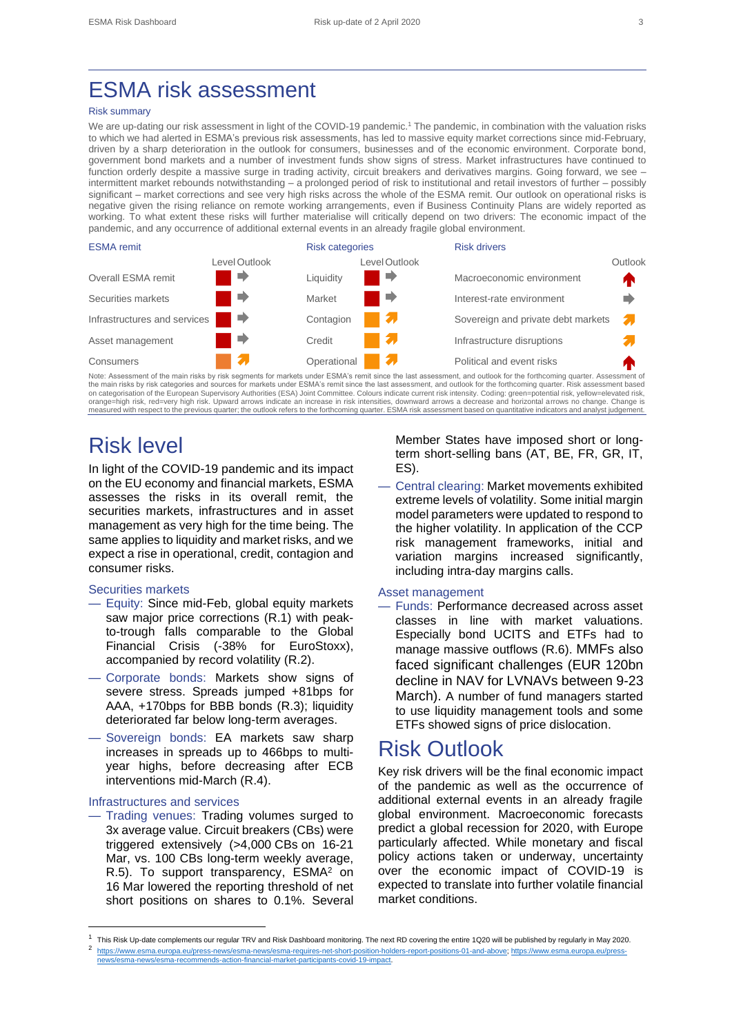# ESMA risk assessment

### Risk summary

We are up-dating our risk assessment in light of the COVID-19 pandemic.[1] The pandemic, in combination with the valuation risks to which we had alerted in ESMA's previous risk assessments, has led to massive equity market corrections since mid-February, driven by a sharp deterioration in the outlook for consumers, businesses and of the economic environment. Corporate bond, government bond markets and a number of investment funds show signs of stress. Market infrastructures have continued to function orderly despite a massive surge in trading activity, circuit breakers and derivatives margins. Going forward, we see – intermittent market rebounds notwithstanding – a prolonged period of risk to institutional and retail investors of further – possibly significant – market corrections and see very high risks across the whole of the ESMA remit. Our outlook on operational risks is negative given the rising reliance on remote working arrangements, even if Business Continuity Plans are widely reported as working. To what extent these risks will further materialise will critically depend on two drivers: The economic impact of the pandemic, and any occurrence of additional external events in an already fragile global environment.

| ESMA remit | Level | Outlook | Risk categories | Level | Outlook | Risk drivers | Outlook |
|---|---|---|---|---|---|---|---|
| Overall ESMA remit | red | → | Liquidity | red | → | Macroeconomic environment | ↑ (red) |
| Securities markets | red | → | Market | red | → | Interest-rate environment | → |
| Infrastructures and services | red | → | Contagion | orange | ↗ | Sovereign and private debt markets | ↗ |
| Asset management | red | → | Credit | orange | ↗ | Infrastructure disruptions | ↗ |
| Consumers | orange | ↗ | Operational | orange | ↗ | Political and event risks | ↑ (red) |

Note: Assessment of the main risks by risk segments for markets under ESMA's remit since the last assessment, and outlook for the forthcoming quarter. Assessment of the main risks by risk categories and sources for markets under ESMA's remit since the last assessment, and outlook for the forthcoming quarter. Risk assessment based on categorisation of the European Supervisory Authorities (ESA) Joint Committee. Colours indicate current risk intensity. Coding: green=potential risk, yellow=elevated risk, orange=high risk, red=very high risk. Upward arrows indicate an increase in risk intensities, downward arrows a decrease and horizontal arrows no change. Change is measured with respect to the previous quarter; the outlook refers to the forthcoming quarter. ESMA risk assessment based on quantitative indicators and analyst judgement.

# Risk level

In light of the COVID-19 pandemic and its impact on the EU economy and financial markets, ESMA assesses the risks in its overall remit, the securities markets, infrastructures and in asset management as very high for the time being. The same applies to liquidity and market risks, and we expect a rise in operational, credit, contagion and consumer risks.

### Securities markets

- Equity: Since mid-Feb, global equity markets saw major price corrections (R.1) with peak-to-trough falls comparable to the Global Financial Crisis (-38% for EuroStoxx), accompanied by record volatility (R.2).
- Corporate bonds: Markets show signs of severe stress. Spreads jumped +81bps for AAA, +170bps for BBB bonds (R.3); liquidity deteriorated far below long-term averages.
- Sovereign bonds: EA markets saw sharp increases in spreads up to 466bps to multi-year highs, before decreasing after ECB interventions mid-March (R.4).

### Infrastructures and services

- Trading venues: Trading volumes surged to 3x average value. Circuit breakers (CBs) were triggered extensively (>4,000 CBs on 16-21 Mar, vs. 100 CBs long-term weekly average, R.5). To support transparency, ESMA[2] on 16 Mar lowered the reporting threshold of net short positions on shares to 0.1%. Several Member States have imposed short or long-term short-selling bans (AT, BE, FR, GR, IT, ES).
- Central clearing: Market movements exhibited extreme levels of volatility. Some initial margin model parameters were updated to respond to the higher volatility. In application of the CCP risk management frameworks, initial and variation margins increased significantly, including intra-day margins calls.

### Asset management

- Funds: Performance decreased across asset classes in line with market valuations. Especially bond UCITS and ETFs had to manage massive outflows (R.6). MMFs also faced significant challenges (EUR 120bn decline in NAV for LVNAVs between 9-23 March). A number of fund managers started to use liquidity management tools and some ETFs showed signs of price dislocation.

# Risk Outlook

Key risk drivers will be the final economic impact of the pandemic as well as the occurrence of additional external events in an already fragile global environment. Macroeconomic forecasts predict a global recession for 2020, with Europe particularly affected. While monetary and fiscal policy actions taken or underway, uncertainty over the economic impact of COVID-19 is expected to translate into further volatile financial market conditions.

---

[1] This Risk Up-date complements our regular TRV and Risk Dashboard monitoring. The next RD covering the entire 1Q20 will be published by regularly in May 2020.

[2] https://www.esma.europa.eu/press-news/esma-news/esma-requires-net-short-position-holders-report-positions-01-and-above; https://www.esma.europa.eu/press-news/esma-news/esma-recommends-action-financial-market-participants-covid-19-impact.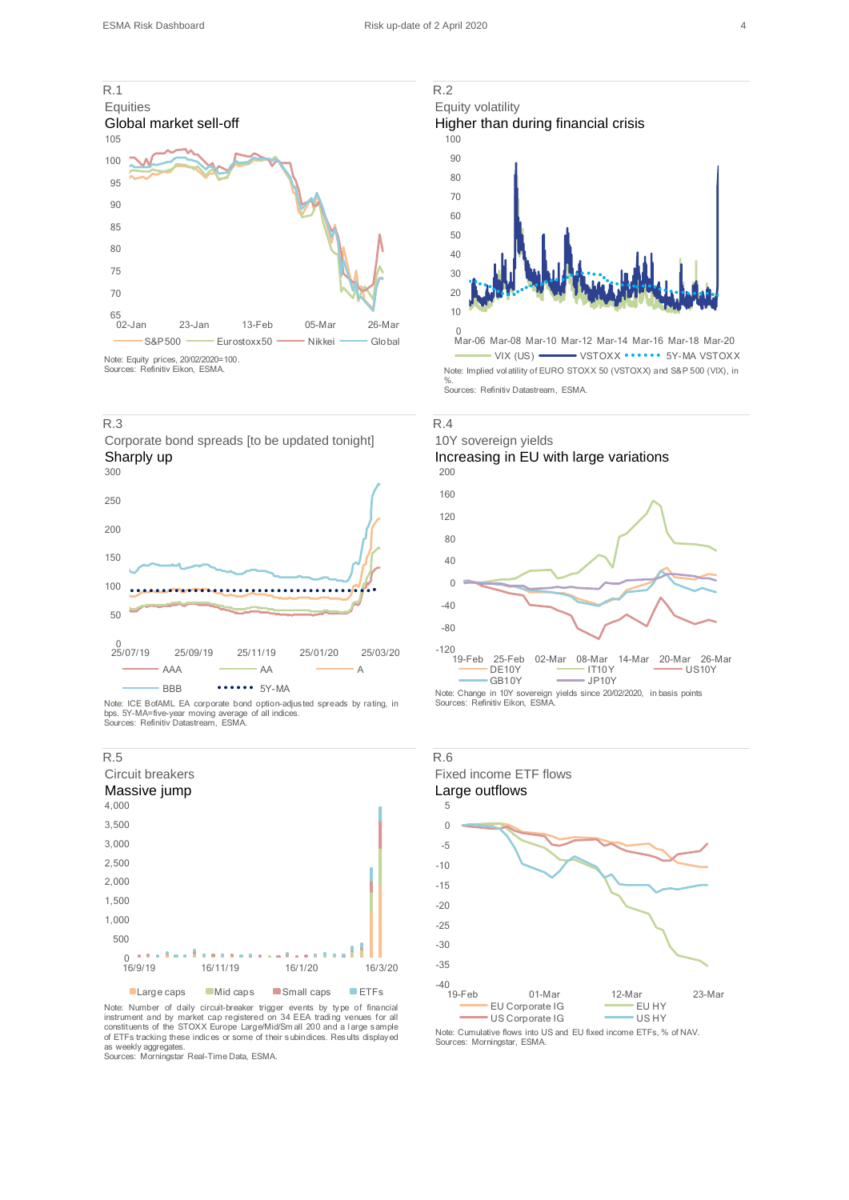## R.1

Equities

**Global market sell-off**

Note: Equity prices, 20/02/2020=100.
Sources: Refinitiv Eikon, ESMA.

## R.2

Equity volatility

**Higher than during financial crisis**

Note: Implied volatility of EURO STOXX 50 (VSTOXX) and S&P 500 (VIX), in %.
Sources: Refinitiv Datastream, ESMA.

## R.3

Corporate bond spreads [to be updated tonight]

**Sharply up**

Note: ICE BofAML EA corporate bond option-adjusted spreads by rating, in bps. 5Y-MA=five-year moving average of all indices.
Sources: Refinitiv Datastream, ESMA.

## R.4

10Y sovereign yields

**Increasing in EU with large variations**

Note: Change in 10Y sovereign yields since 20/02/2020, in basis points
Sources: Refinitiv Eikon, ESMA.

## R.5

Circuit breakers

**Massive jump**

Note: Number of daily circuit-breaker trigger events by type of financial instrument and by market cap registered on 34 EEA trading venues for all constituents of the STOXX Europe Large/Mid/Small 200 and a large sample of ETFs tracking these indices or some of their subindices. Results displayed as weekly aggregates.
Sources: Morningstar Real-Time Data, ESMA.

## R.6

Fixed income ETF flows

**Large outflows**

Note: Cumulative flows into US and EU fixed income ETFs, % of NAV.
Sources: Morningstar, ESMA.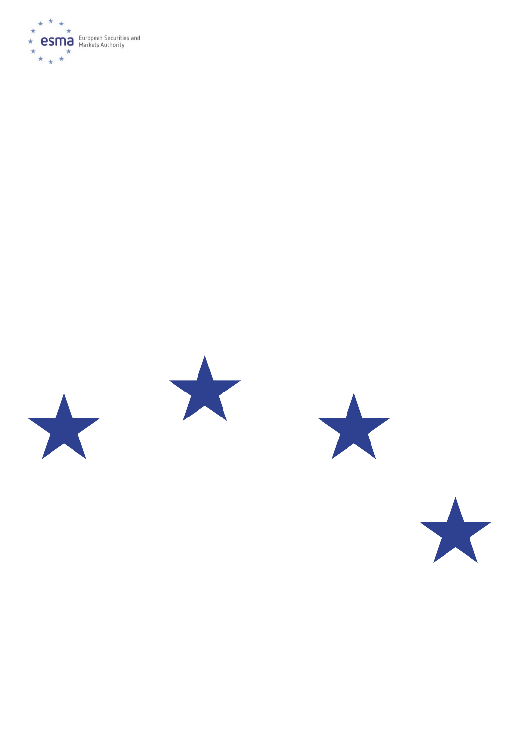European Securities and Markets Authority